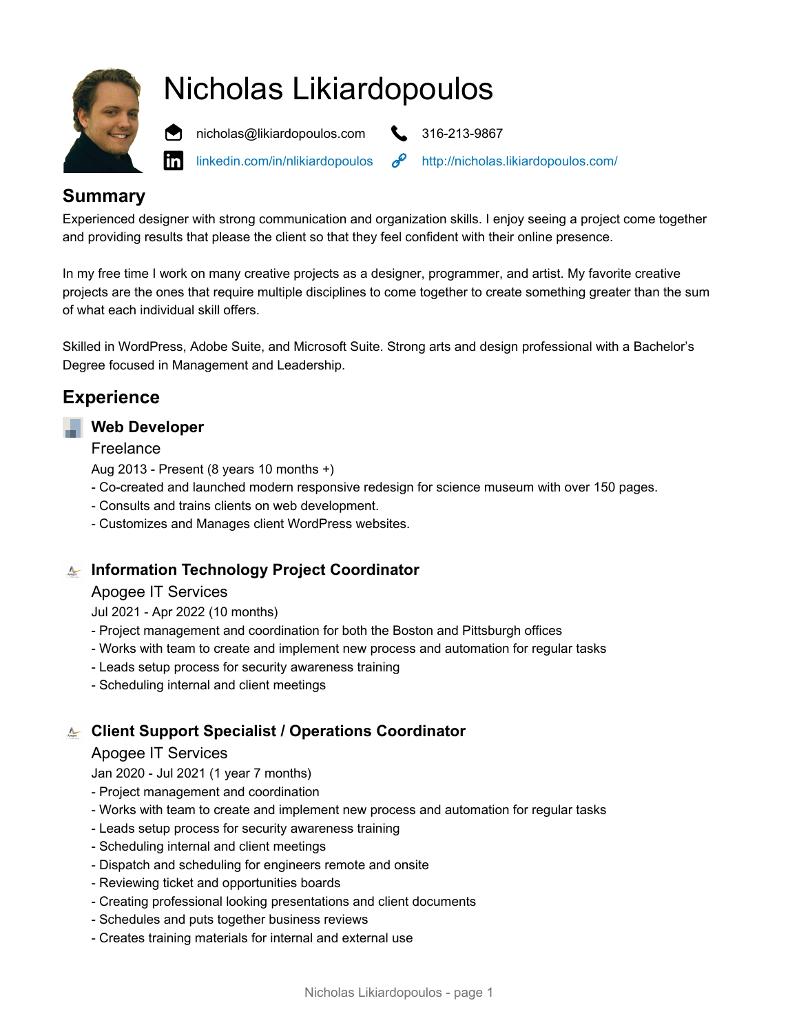# Nicholas Likiardopoulos

nicholas@likiardopoulos.com | 316-213-9867

linkedin.com/in/nlikiardopoulos | http://nicholas.likiardopoulos.com/

## Summary

Experienced designer with strong communication and organization skills. I enjoy seeing a project come together and providing results that please the client so that they feel confident with their online presence.

In my free time I work on many creative projects as a designer, programmer, and artist. My favorite creative projects are the ones that require multiple disciplines to come together to create something greater than the sum of what each individual skill offers.

Skilled in WordPress, Adobe Suite, and Microsoft Suite. Strong arts and design professional with a Bachelor's Degree focused in Management and Leadership.

## Experience

### Web Developer

Freelance

Aug 2013 - Present (8 years 10 months +)

- Co-created and launched modern responsive redesign for science museum with over 150 pages.
- Consults and trains clients on web development.
- Customizes and Manages client WordPress websites.

### Information Technology Project Coordinator

Apogee IT Services

Jul 2021 - Apr 2022 (10 months)

- Project management and coordination for both the Boston and Pittsburgh offices
- Works with team to create and implement new process and automation for regular tasks
- Leads setup process for security awareness training
- Scheduling internal and client meetings

### Client Support Specialist / Operations Coordinator

Apogee IT Services

Jan 2020 - Jul 2021 (1 year 7 months)

- Project management and coordination
- Works with team to create and implement new process and automation for regular tasks
- Leads setup process for security awareness training
- Scheduling internal and client meetings
- Dispatch and scheduling for engineers remote and onsite
- Reviewing ticket and opportunities boards
- Creating professional looking presentations and client documents
- Schedules and puts together business reviews
- Creates training materials for internal and external use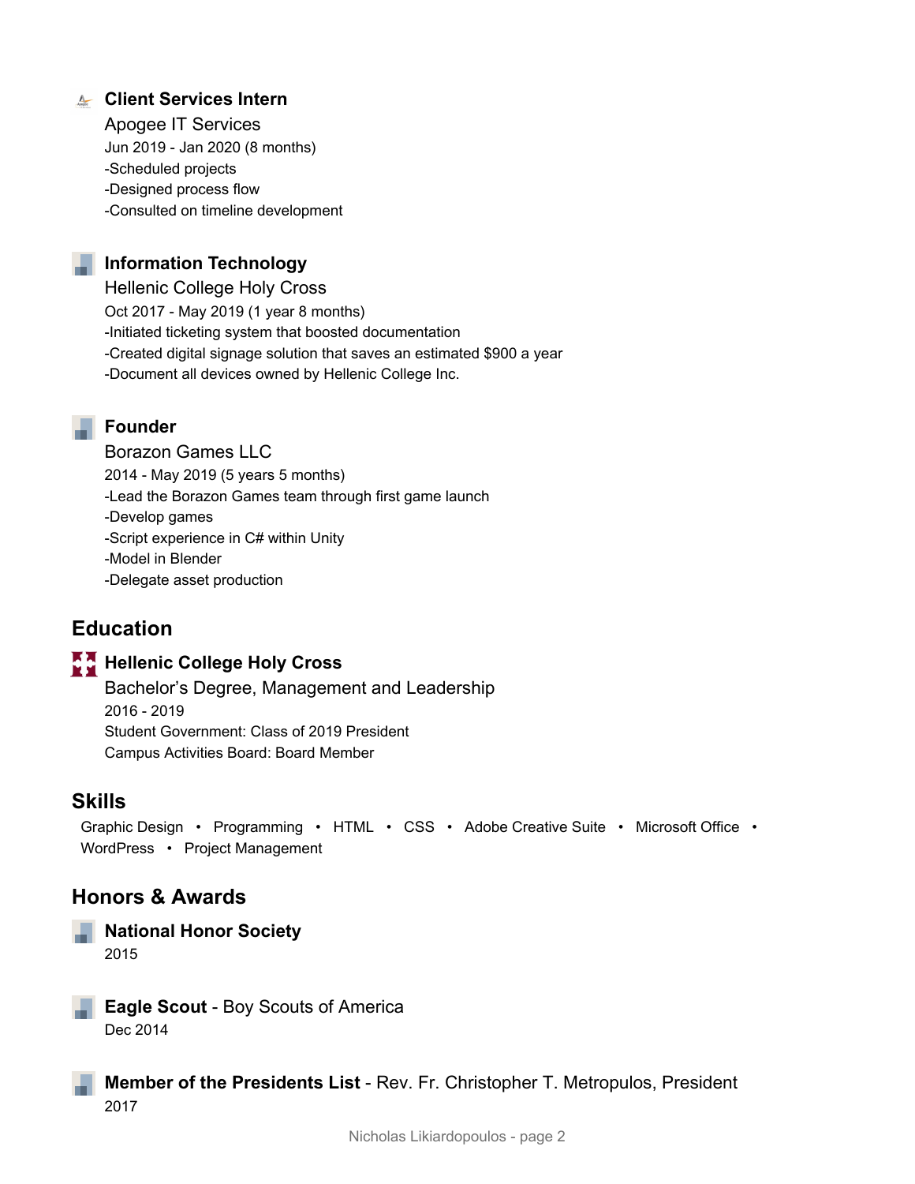### **Client Services Intern**

Apogee IT Services
Jun 2019 - Jan 2020 (8 months)
-Scheduled projects
-Designed process flow
-Consulted on timeline development

### **Information Technology**

Hellenic College Holy Cross
Oct 2017 - May 2019 (1 year 8 months)
-Initiated ticketing system that boosted documentation
-Created digital signage solution that saves an estimated $900 a year
-Document all devices owned by Hellenic College Inc.

### **Founder**

Borazon Games LLC
2014 - May 2019 (5 years 5 months)
-Lead the Borazon Games team through first game launch
-Develop games
-Script experience in C# within Unity
-Model in Blender
-Delegate asset production

## Education

### **Hellenic College Holy Cross**

Bachelor's Degree, Management and Leadership
2016 - 2019
Student Government: Class of 2019 President
Campus Activities Board: Board Member

## Skills

Graphic Design • Programming • HTML • CSS • Adobe Creative Suite • Microsoft Office • WordPress • Project Management

## Honors & Awards

**National Honor Society**
2015

**Eagle Scout** - Boy Scouts of America
Dec 2014

**Member of the Presidents List** - Rev. Fr. Christopher T. Metropulos, President
2017